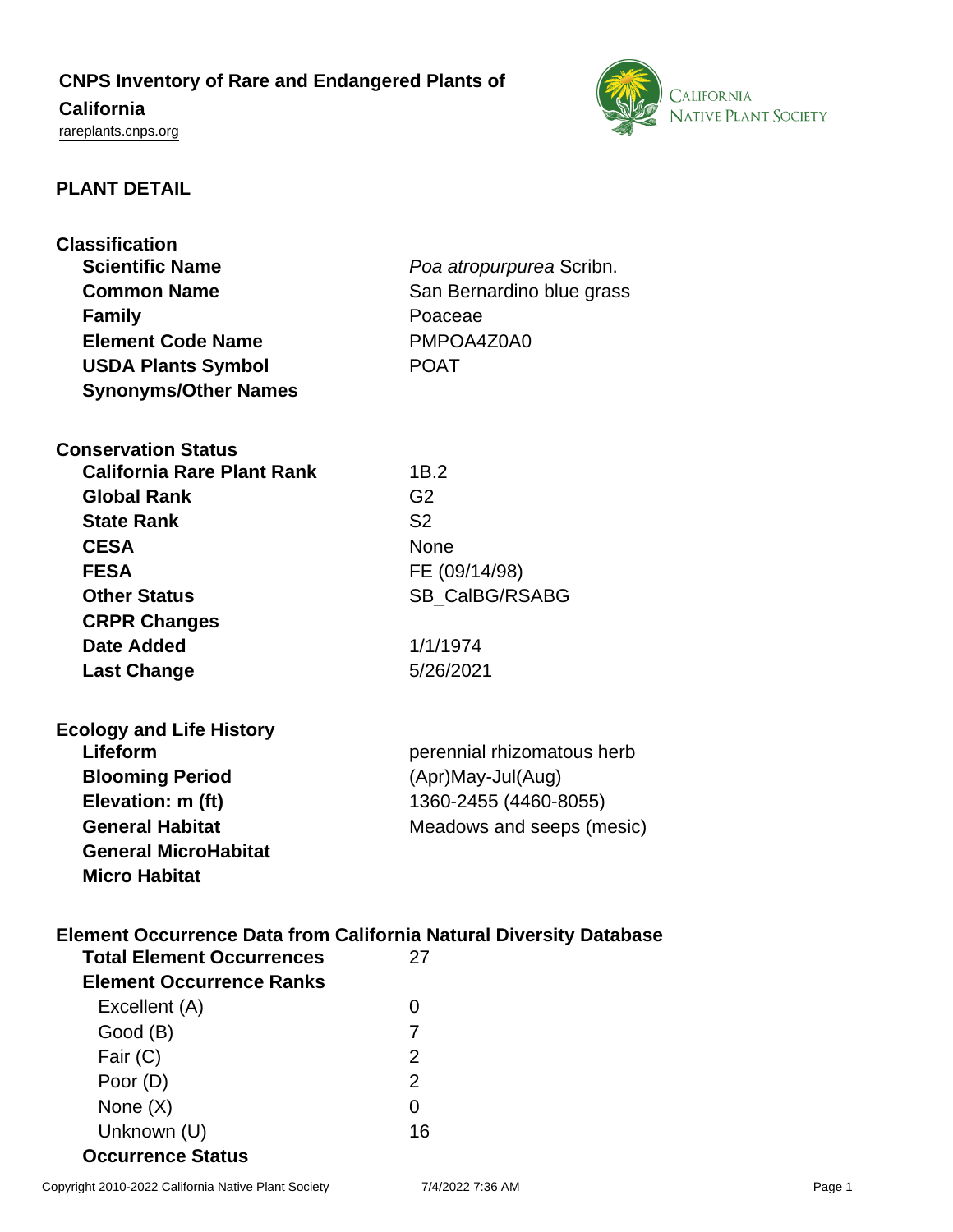# CNPS Inventory of Rare and Endangered Plants of California

rareplants.cnps.org

## PLANT DETAIL

### Classification

| | |
|---|---|
| **Scientific Name** | *Poa atropurpurea* Scribn. |
| **Common Name** | San Bernardino blue grass |
| **Family** | Poaceae |
| **Element Code Name** | PMPOA4Z0A0 |
| **USDA Plants Symbol** | POAT |
| **Synonyms/Other Names** | |

### Conservation Status

| | |
|---|---|
| **California Rare Plant Rank** | 1B.2 |
| **Global Rank** | G2 |
| **State Rank** | S2 |
| **CESA** | None |
| **FESA** | FE (09/14/98) |
| **Other Status** | SB_CalBG/RSABG |
| **CRPR Changes** | |
| **Date Added** | 1/1/1974 |
| **Last Change** | 5/26/2021 |

### Ecology and Life History

| | |
|---|---|
| **Lifeform** | perennial rhizomatous herb |
| **Blooming Period** | (Apr)May-Jul(Aug) |
| **Elevation: m (ft)** | 1360-2455 (4460-8055) |
| **General Habitat** | Meadows and seeps (mesic) |
| **General MicroHabitat** | |
| **Micro Habitat** | |

### Element Occurrence Data from California Natural Diversity Database

| | |
|---|---|
| **Total Element Occurrences** | 27 |
| **Element Occurrence Ranks** | |
| Excellent (A) | 0 |
| Good (B) | 7 |
| Fair (C) | 2 |
| Poor (D) | 2 |
| None (X) | 0 |
| Unknown (U) | 16 |
| **Occurrence Status** | |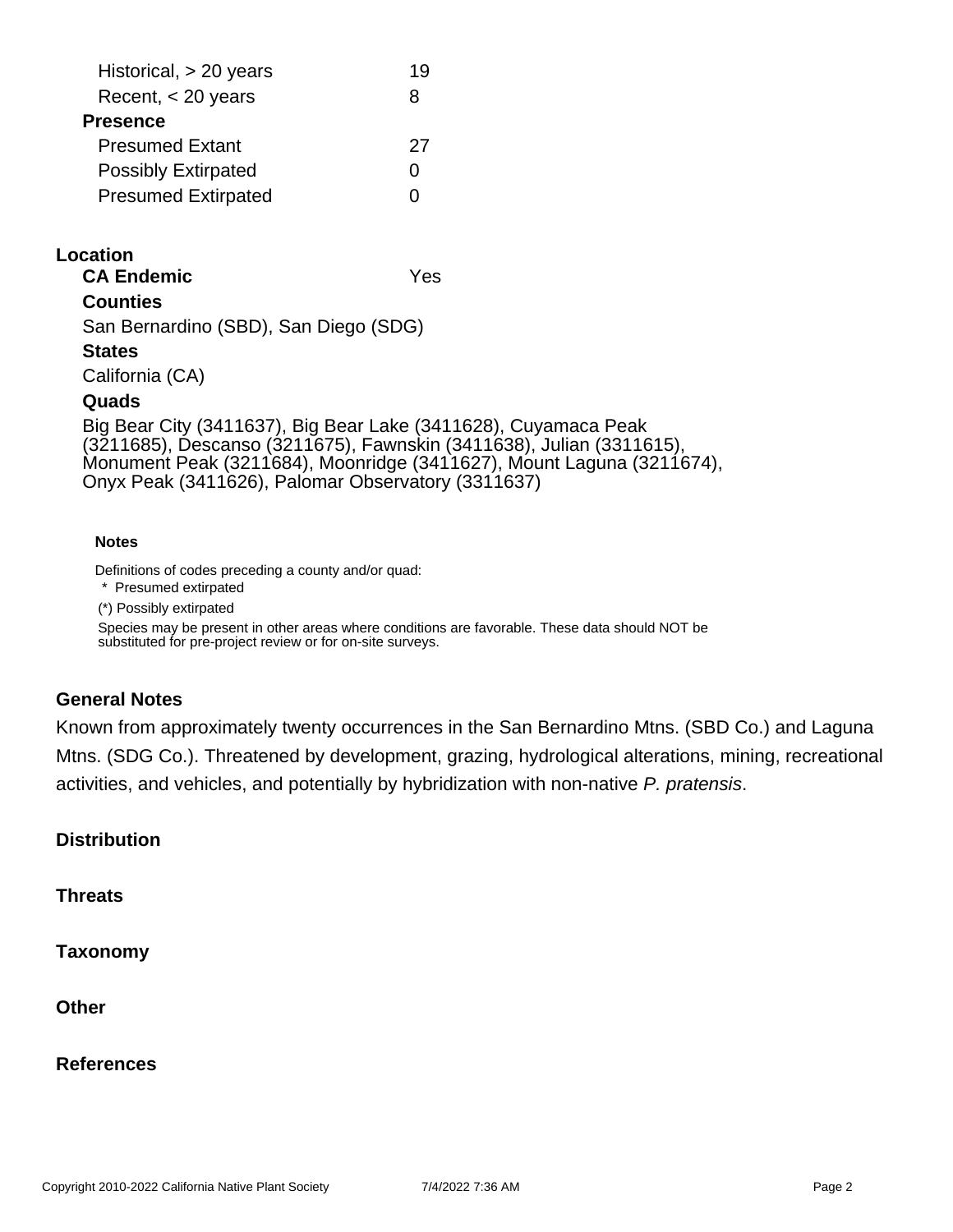| | |
|---|---|
| Historical, > 20 years | 19 |
| Recent, < 20 years | 8 |
| **Presence** | |
| Presumed Extant | 27 |
| Possibly Extirpated | 0 |
| Presumed Extirpated | 0 |

## Location

**CA Endemic** Yes

**Counties**

San Bernardino (SBD), San Diego (SDG)

**States**

California (CA)

**Quads**

Big Bear City (3411637), Big Bear Lake (3411628), Cuyamaca Peak (3211685), Descanso (3211675), Fawnskin (3411638), Julian (3311615), Monument Peak (3211684), Moonridge (3411627), Mount Laguna (3211674), Onyx Peak (3411626), Palomar Observatory (3311637)

**Notes**

Definitions of codes preceding a county and/or quad:

* Presumed extirpated

(*) Possibly extirpated

Species may be present in other areas where conditions are favorable. These data should NOT be substituted for pre-project review or for on-site surveys.

## General Notes

Known from approximately twenty occurrences in the San Bernardino Mtns. (SBD Co.) and Laguna Mtns. (SDG Co.). Threatened by development, grazing, hydrological alterations, mining, recreational activities, and vehicles, and potentially by hybridization with non-native *P. pratensis*.

## Distribution

## Threats

## Taxonomy

## Other

## References